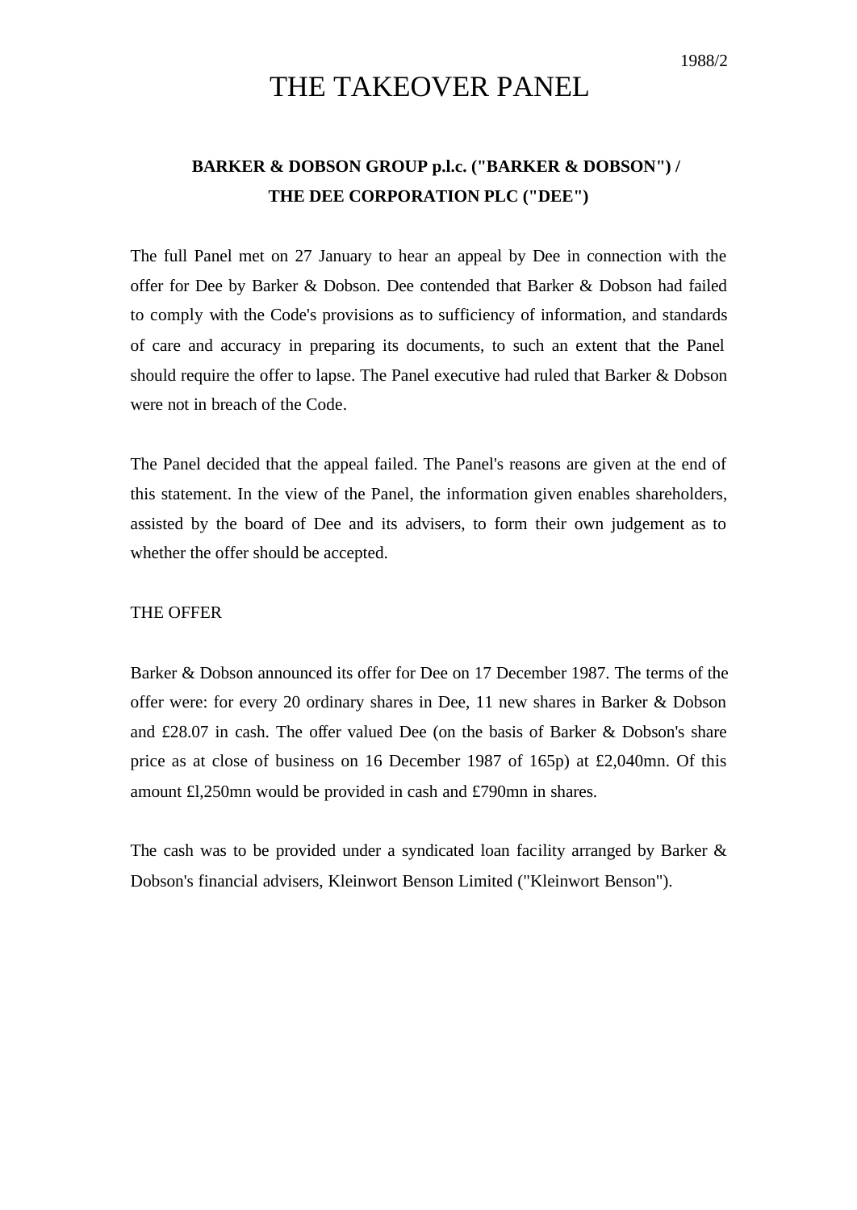1988/2

# THE TAKEOVER PANEL

**BARKER & DOBSON GROUP p.l.c. ("BARKER & DOBSON") / THE DEE CORPORATION PLC ("DEE")**

The full Panel met on 27 January to hear an appeal by Dee in connection with the offer for Dee by Barker & Dobson. Dee contended that Barker & Dobson had failed to comply with the Code's provisions as to sufficiency of information, and standards of care and accuracy in preparing its documents, to such an extent that the Panel should require the offer to lapse. The Panel executive had ruled that Barker & Dobson were not in breach of the Code.

The Panel decided that the appeal failed. The Panel's reasons are given at the end of this statement. In the view of the Panel, the information given enables shareholders, assisted by the board of Dee and its advisers, to form their own judgement as to whether the offer should be accepted.

THE OFFER

Barker & Dobson announced its offer for Dee on 17 December 1987. The terms of the offer were: for every 20 ordinary shares in Dee, 11 new shares in Barker & Dobson and £28.07 in cash. The offer valued Dee (on the basis of Barker & Dobson's share price as at close of business on 16 December 1987 of 165p) at £2,040mn. Of this amount £l,250mn would be provided in cash and £790mn in shares.

The cash was to be provided under a syndicated loan facility arranged by Barker & Dobson's financial advisers, Kleinwort Benson Limited ("Kleinwort Benson").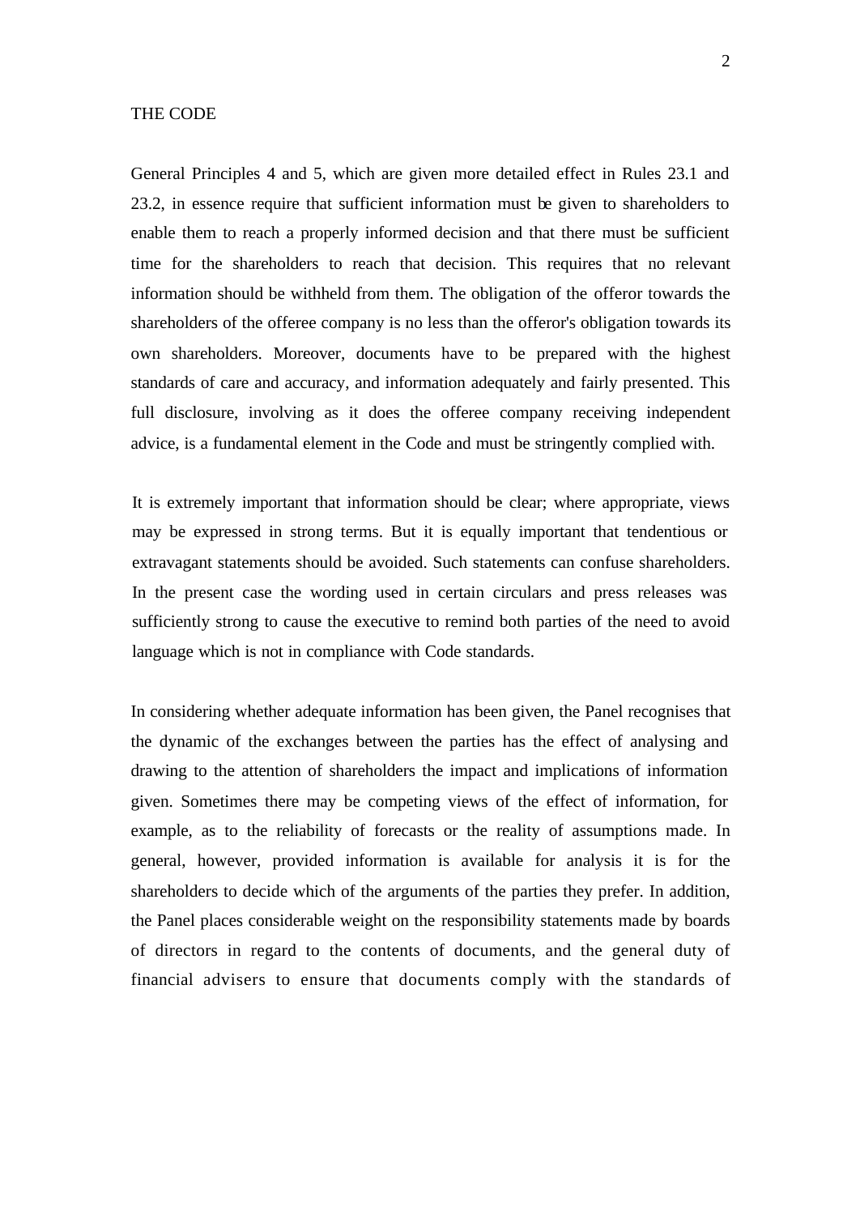## THE CODE

General Principles 4 and 5, which are given more detailed effect in Rules 23.1 and 23.2, in essence require that sufficient information must be given to shareholders to enable them to reach a properly informed decision and that there must be sufficient time for the shareholders to reach that decision. This requires that no relevant information should be withheld from them. The obligation of the offeror towards the shareholders of the offeree company is no less than the offeror's obligation towards its own shareholders. Moreover, documents have to be prepared with the highest standards of care and accuracy, and information adequately and fairly presented. This full disclosure, involving as it does the offeree company receiving independent advice, is a fundamental element in the Code and must be stringently complied with.

It is extremely important that information should be clear; where appropriate, views may be expressed in strong terms. But it is equally important that tendentious or extravagant statements should be avoided. Such statements can confuse shareholders. In the present case the wording used in certain circulars and press releases was sufficiently strong to cause the executive to remind both parties of the need to avoid language which is not in compliance with Code standards.

In considering whether adequate information has been given, the Panel recognises that the dynamic of the exchanges between the parties has the effect of analysing and drawing to the attention of shareholders the impact and implications of information given. Sometimes there may be competing views of the effect of information, for example, as to the reliability of forecasts or the reality of assumptions made. In general, however, provided information is available for analysis it is for the shareholders to decide which of the arguments of the parties they prefer. In addition, the Panel places considerable weight on the responsibility statements made by boards of directors in regard to the contents of documents, and the general duty of financial advisers to ensure that documents comply with the standards of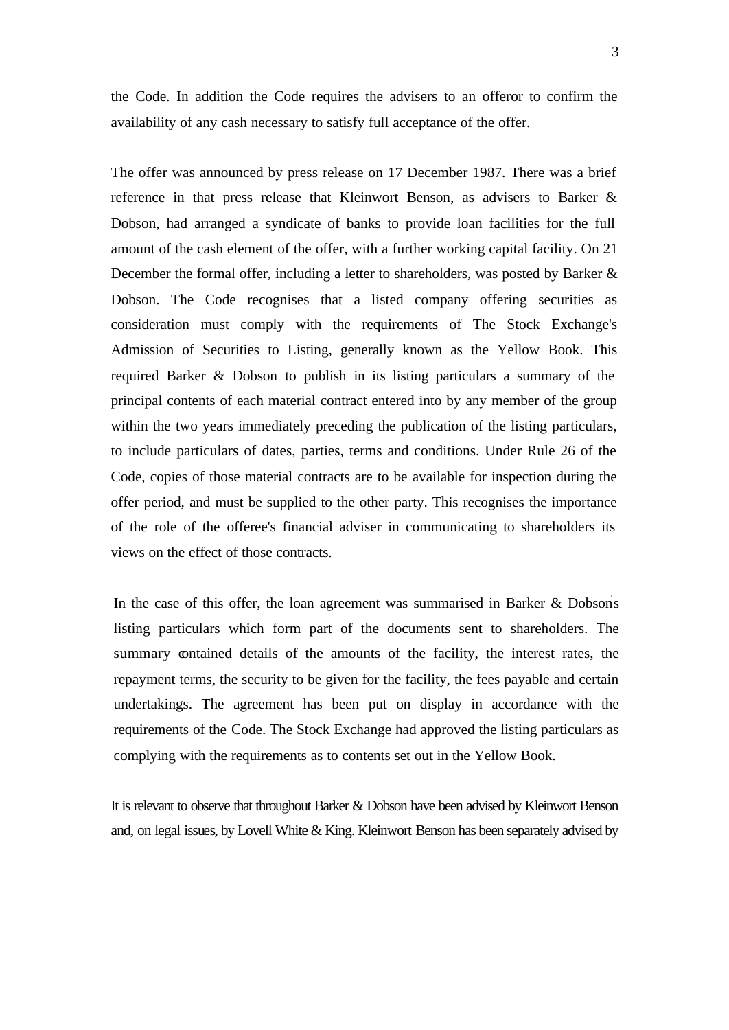the Code. In addition the Code requires the advisers to an offeror to confirm the availability of any cash necessary to satisfy full acceptance of the offer.

The offer was announced by press release on 17 December 1987. There was a brief reference in that press release that Kleinwort Benson, as advisers to Barker & Dobson, had arranged a syndicate of banks to provide loan facilities for the full amount of the cash element of the offer, with a further working capital facility. On 21 December the formal offer, including a letter to shareholders, was posted by Barker & Dobson. The Code recognises that a listed company offering securities as consideration must comply with the requirements of The Stock Exchange's Admission of Securities to Listing, generally known as the Yellow Book. This required Barker & Dobson to publish in its listing particulars a summary of the principal contents of each material contract entered into by any member of the group within the two years immediately preceding the publication of the listing particulars, to include particulars of dates, parties, terms and conditions. Under Rule 26 of the Code, copies of those material contracts are to be available for inspection during the offer period, and must be supplied to the other party. This recognises the importance of the role of the offeree's financial adviser in communicating to shareholders its views on the effect of those contracts.

In the case of this offer, the loan agreement was summarised in Barker & Dobson's listing particulars which form part of the documents sent to shareholders. The summary contained details of the amounts of the facility, the interest rates, the repayment terms, the security to be given for the facility, the fees payable and certain undertakings. The agreement has been put on display in accordance with the requirements of the Code. The Stock Exchange had approved the listing particulars as complying with the requirements as to contents set out in the Yellow Book.

It is relevant to observe that throughout Barker & Dobson have been advised by Kleinwort Benson and, on legal issues, by Lovell White & King. Kleinwort Benson has been separately advised by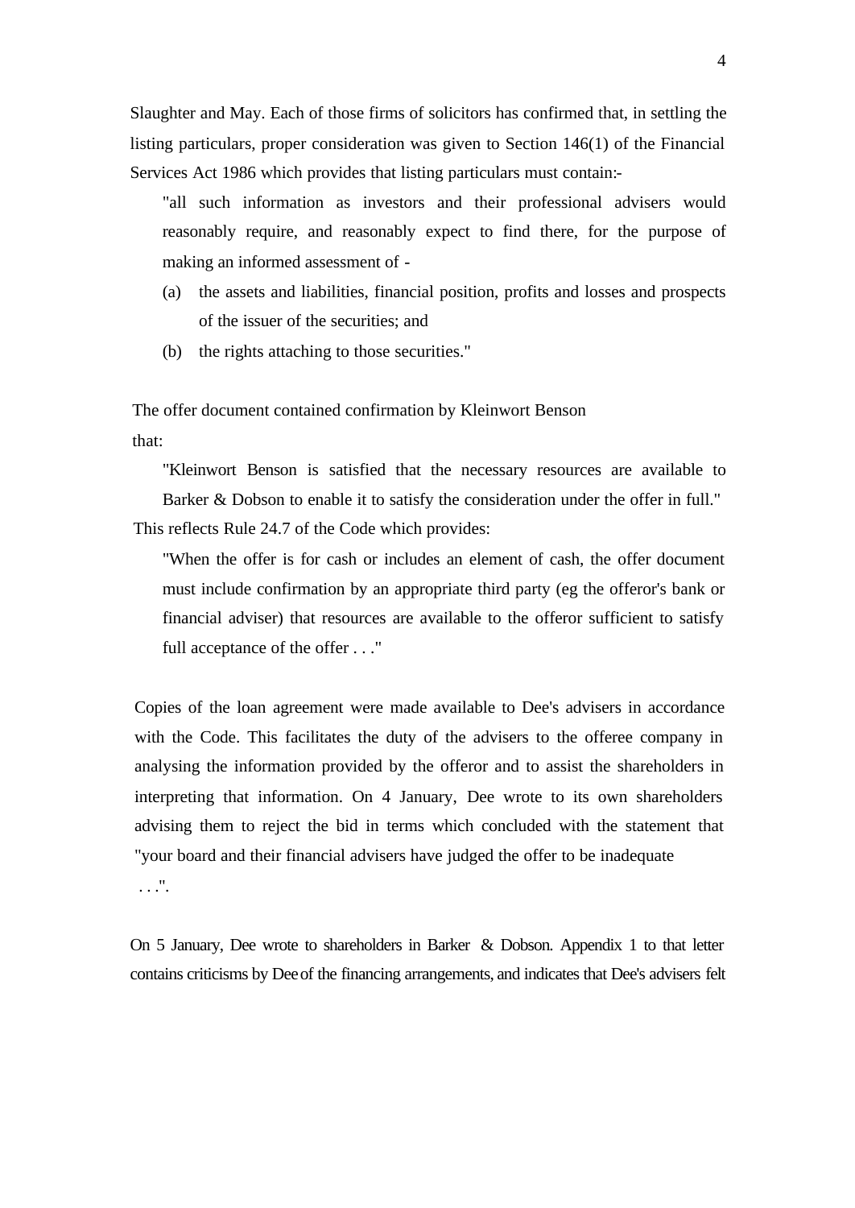Slaughter and May. Each of those firms of solicitors has confirmed that, in settling the listing particulars, proper consideration was given to Section 146(1) of the Financial Services Act 1986 which provides that listing particulars must contain:-

> "all such information as investors and their professional advisers would reasonably require, and reasonably expect to find there, for the purpose of making an informed assessment of -
>
> (a) the assets and liabilities, financial position, profits and losses and prospects of the issuer of the securities; and
>
> (b) the rights attaching to those securities."

The offer document contained confirmation by Kleinwort Benson that:

> "Kleinwort Benson is satisfied that the necessary resources are available to Barker & Dobson to enable it to satisfy the consideration under the offer in full."

This reflects Rule 24.7 of the Code which provides:

> "When the offer is for cash or includes an element of cash, the offer document must include confirmation by an appropriate third party (eg the offeror's bank or financial adviser) that resources are available to the offeror sufficient to satisfy full acceptance of the offer . . ."

Copies of the loan agreement were made available to Dee's advisers in accordance with the Code. This facilitates the duty of the advisers to the offeree company in analysing the information provided by the offeror and to assist the shareholders in interpreting that information. On 4 January, Dee wrote to its own shareholders advising them to reject the bid in terms which concluded with the statement that "your board and their financial advisers have judged the offer to be inadequate . . .".

On 5 January, Dee wrote to shareholders in Barker & Dobson. Appendix 1 to that letter contains criticisms by Dee of the financing arrangements, and indicates that Dee's advisers felt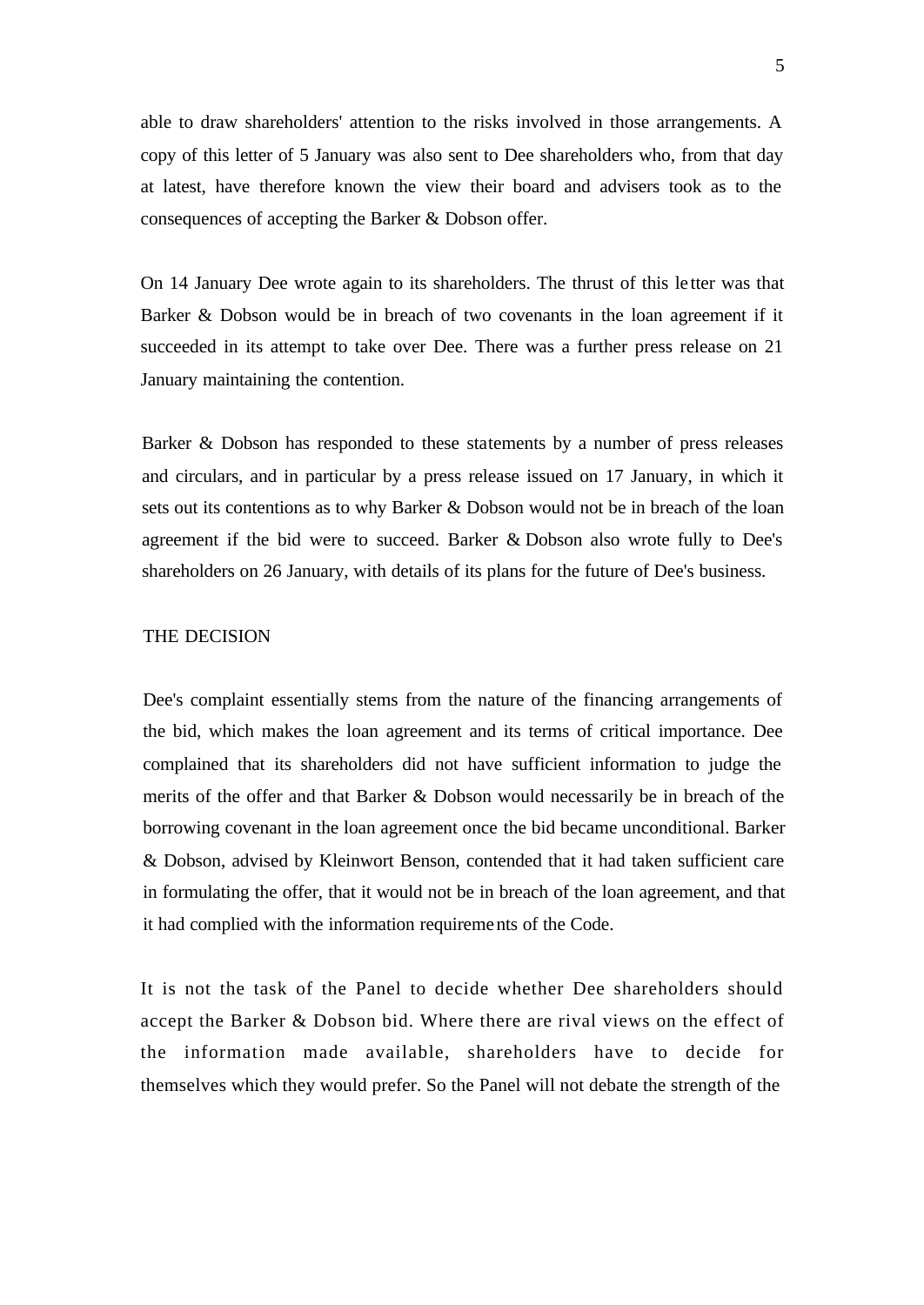able to draw shareholders' attention to the risks involved in those arrangements. A copy of this letter of 5 January was also sent to Dee shareholders who, from that day at latest, have therefore known the view their board and advisers took as to the consequences of accepting the Barker & Dobson offer.

On 14 January Dee wrote again to its shareholders. The thrust of this letter was that Barker & Dobson would be in breach of two covenants in the loan agreement if it succeeded in its attempt to take over Dee. There was a further press release on 21 January maintaining the contention.

Barker & Dobson has responded to these statements by a number of press releases and circulars, and in particular by a press release issued on 17 January, in which it sets out its contentions as to why Barker & Dobson would not be in breach of the loan agreement if the bid were to succeed. Barker & Dobson also wrote fully to Dee's shareholders on 26 January, with details of its plans for the future of Dee's business.

## THE DECISION

Dee's complaint essentially stems from the nature of the financing arrangements of the bid, which makes the loan agreement and its terms of critical importance. Dee complained that its shareholders did not have sufficient information to judge the merits of the offer and that Barker & Dobson would necessarily be in breach of the borrowing covenant in the loan agreement once the bid became unconditional. Barker & Dobson, advised by Kleinwort Benson, contended that it had taken sufficient care in formulating the offer, that it would not be in breach of the loan agreement, and that it had complied with the information requirements of the Code.

It is not the task of the Panel to decide whether Dee shareholders should accept the Barker & Dobson bid. Where there are rival views on the effect of the information made available, shareholders have to decide for themselves which they would prefer. So the Panel will not debate the strength of the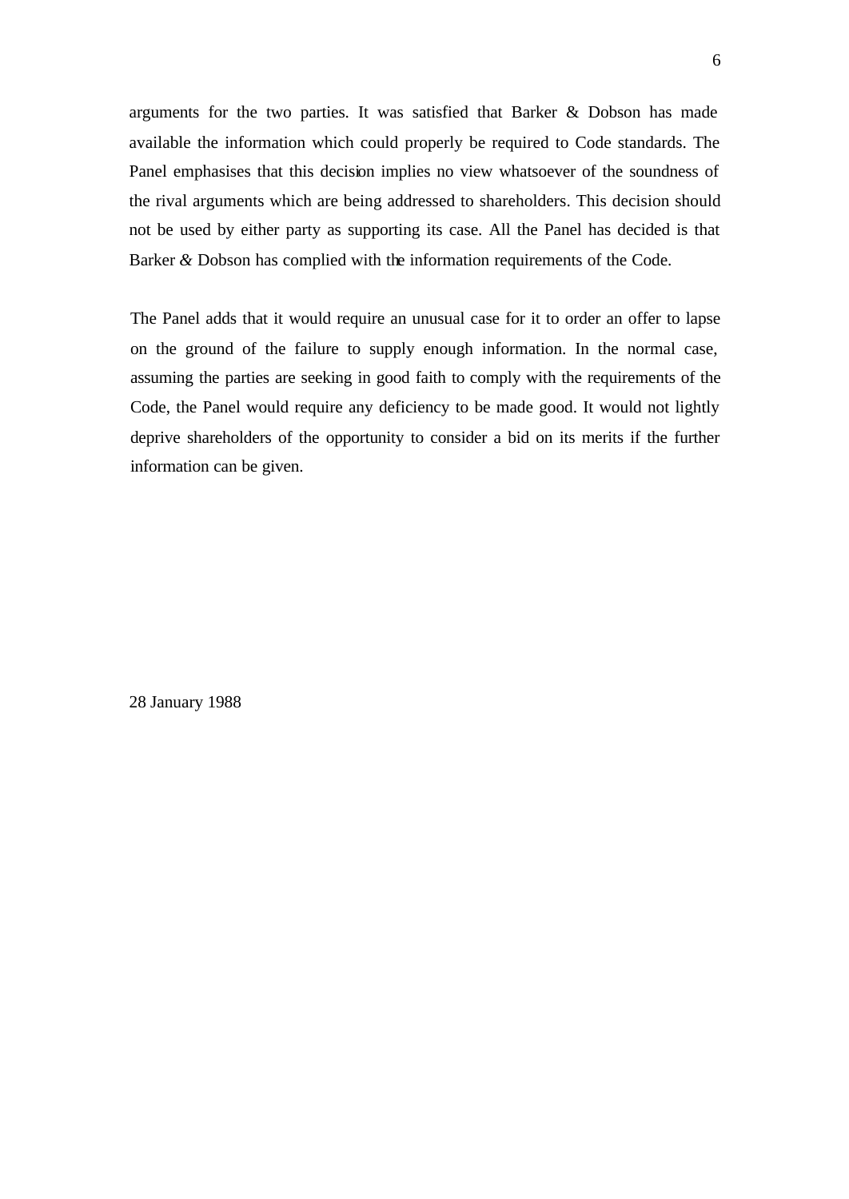arguments for the two parties. It was satisfied that Barker & Dobson has made available the information which could properly be required to Code standards. The Panel emphasises that this decision implies no view whatsoever of the soundness of the rival arguments which are being addressed to shareholders. This decision should not be used by either party as supporting its case. All the Panel has decided is that Barker & Dobson has complied with the information requirements of the Code.

The Panel adds that it would require an unusual case for it to order an offer to lapse on the ground of the failure to supply enough information. In the normal case, assuming the parties are seeking in good faith to comply with the requirements of the Code, the Panel would require any deficiency to be made good. It would not lightly deprive shareholders of the opportunity to consider a bid on its merits if the further information can be given.

28 January 1988